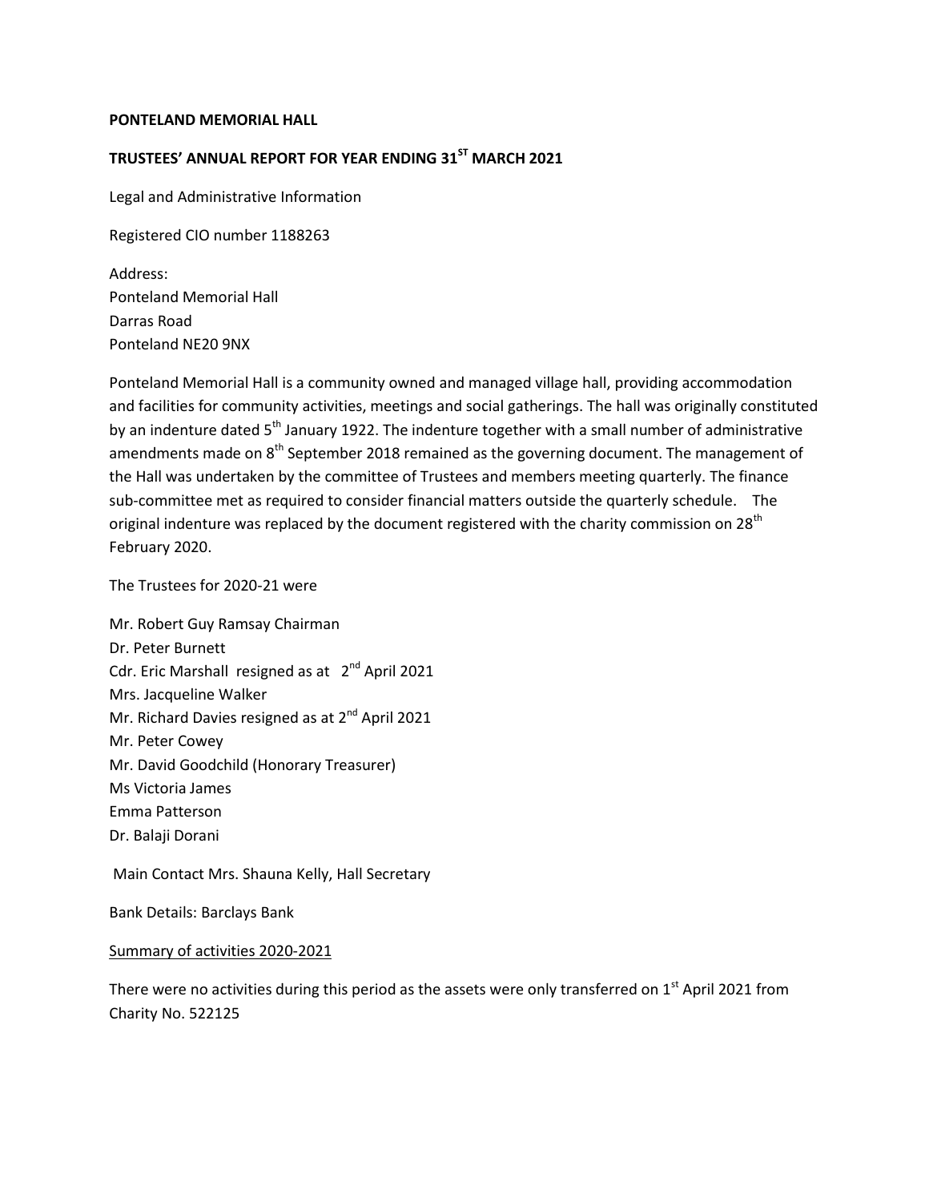**PONTELAND MEMORIAL HALL**

**TRUSTEES' ANNUAL REPORT FOR YEAR ENDING 31ST MARCH 2021**

Legal and Administrative Information

Registered CIO number 1188263

Address:
Ponteland Memorial Hall
Darras Road
Ponteland NE20 9NX

Ponteland Memorial Hall is a community owned and managed village hall, providing accommodation and facilities for community activities, meetings and social gatherings. The hall was originally constituted by an indenture dated 5th January 1922. The indenture together with a small number of administrative amendments made on 8th September 2018 remained as the governing document. The management of the Hall was undertaken by the committee of Trustees and members meeting quarterly. The finance sub-committee met as required to consider financial matters outside the quarterly schedule. The original indenture was replaced by the document registered with the charity commission on 28th February 2020.

The Trustees for 2020-21 were

Mr. Robert Guy Ramsay Chairman
Dr. Peter Burnett
Cdr. Eric Marshall resigned as at 2nd April 2021
Mrs. Jacqueline Walker
Mr. Richard Davies resigned as at 2nd April 2021
Mr. Peter Cowey
Mr. David Goodchild (Honorary Treasurer)
Ms Victoria James
Emma Patterson
Dr. Balaji Dorani

Main Contact Mrs. Shauna Kelly, Hall Secretary

Bank Details: Barclays Bank

<u>Summary of activities 2020-2021</u>

There were no activities during this period as the assets were only transferred on 1st April 2021 from Charity No. 522125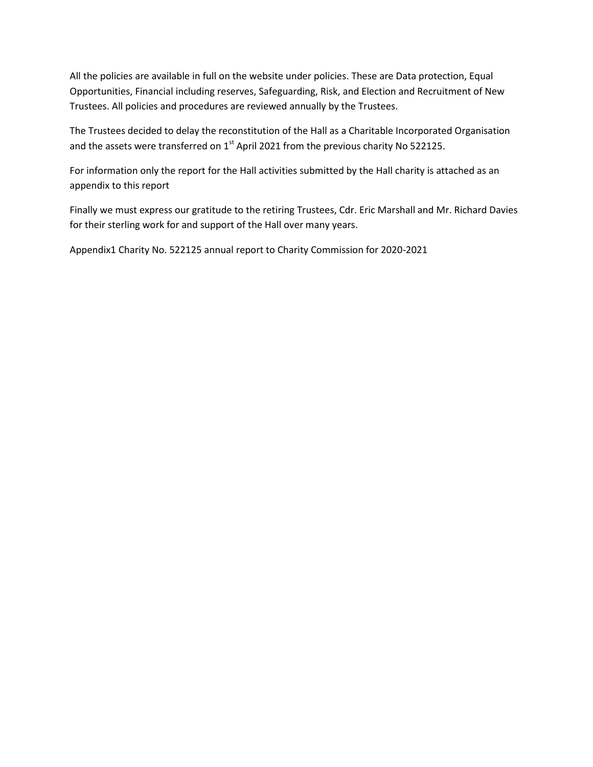All the policies are available in full on the website under policies. These are Data protection, Equal Opportunities, Financial including reserves, Safeguarding, Risk, and Election and Recruitment of New Trustees. All policies and procedures are reviewed annually by the Trustees.

The Trustees decided to delay the reconstitution of the Hall as a Charitable Incorporated Organisation and the assets were transferred on 1st April 2021 from the previous charity No 522125.

For information only the report for the Hall activities submitted by the Hall charity is attached as an appendix to this report

Finally we must express our gratitude to the retiring Trustees, Cdr. Eric Marshall and Mr. Richard Davies for their sterling work for and support of the Hall over many years.

Appendix1 Charity No. 522125 annual report to Charity Commission for 2020-2021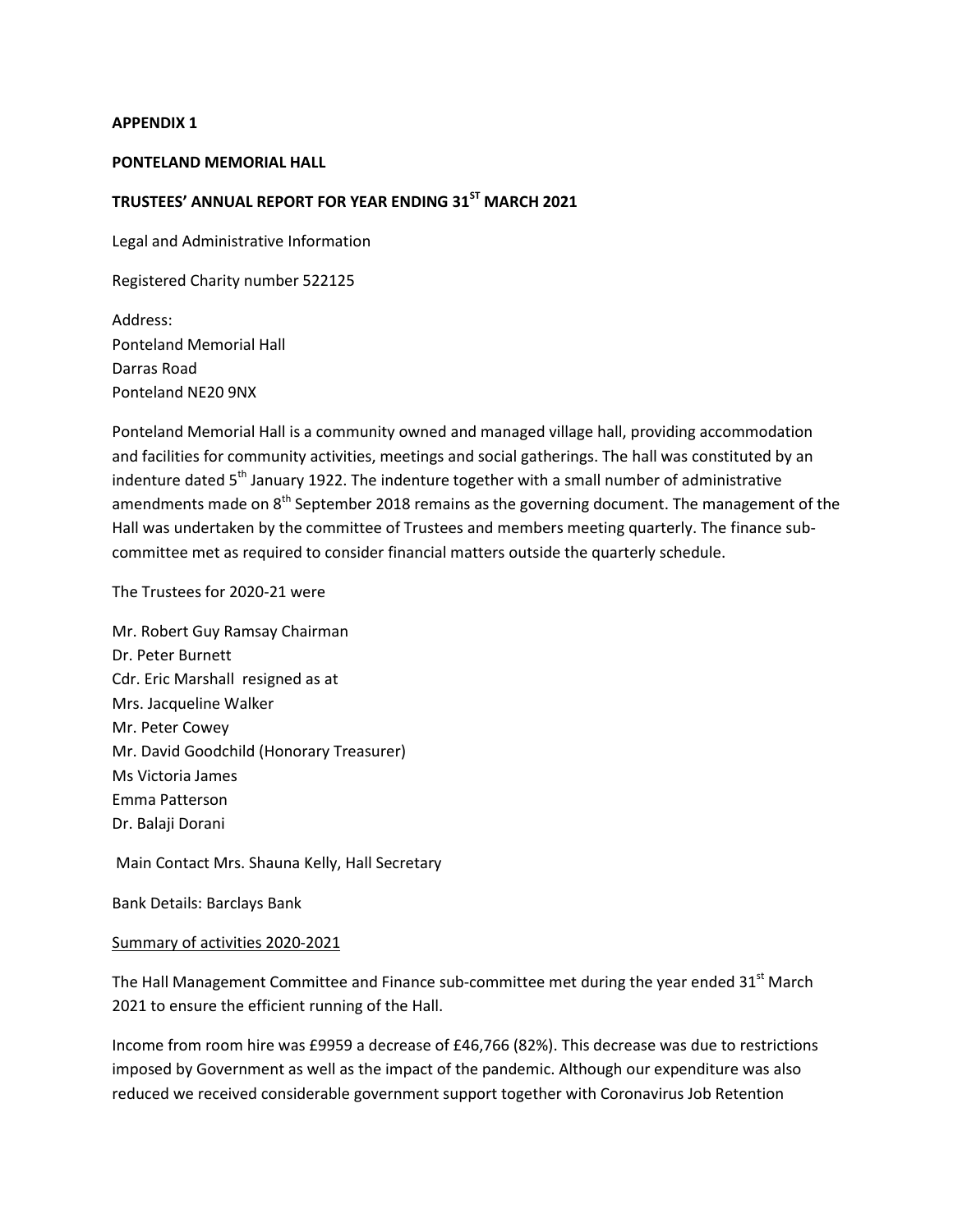**APPENDIX 1**

**PONTELAND MEMORIAL HALL**

**TRUSTEES' ANNUAL REPORT FOR YEAR ENDING 31ST MARCH 2021**

Legal and Administrative Information

Registered Charity number 522125

Address:
Ponteland Memorial Hall
Darras Road
Ponteland NE20 9NX

Ponteland Memorial Hall is a community owned and managed village hall, providing accommodation and facilities for community activities, meetings and social gatherings. The hall was constituted by an indenture dated 5th January 1922. The indenture together with a small number of administrative amendments made on 8th September 2018 remains as the governing document. The management of the Hall was undertaken by the committee of Trustees and members meeting quarterly. The finance sub-committee met as required to consider financial matters outside the quarterly schedule.

The Trustees for 2020-21 were

Mr. Robert Guy Ramsay Chairman
Dr. Peter Burnett
Cdr. Eric Marshall resigned as at
Mrs. Jacqueline Walker
Mr. Peter Cowey
Mr. David Goodchild (Honorary Treasurer)
Ms Victoria James
Emma Patterson
Dr. Balaji Dorani

Main Contact Mrs. Shauna Kelly, Hall Secretary

Bank Details: Barclays Bank

Summary of activities 2020-2021

The Hall Management Committee and Finance sub-committee met during the year ended 31st March 2021 to ensure the efficient running of the Hall.

Income from room hire was £9959 a decrease of £46,766 (82%). This decrease was due to restrictions imposed by Government as well as the impact of the pandemic. Although our expenditure was also reduced we received considerable government support together with Coronavirus Job Retention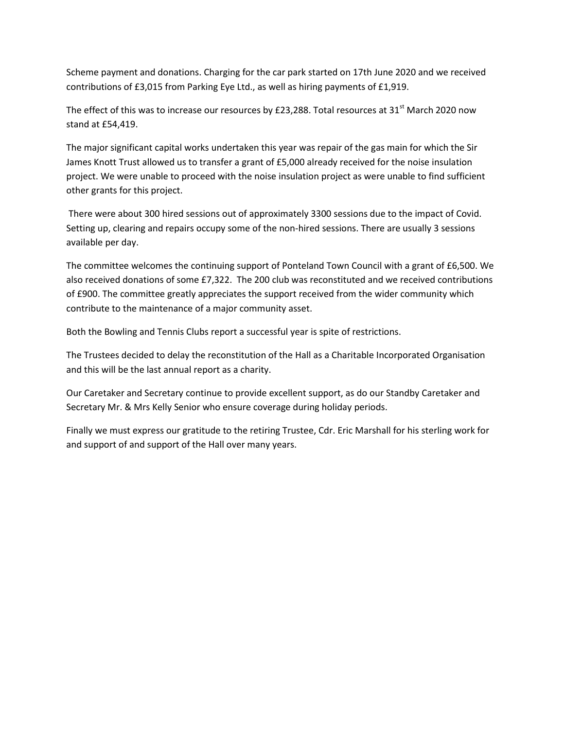Scheme payment and donations. Charging for the car park started on 17th June 2020 and we received contributions of £3,015 from Parking Eye Ltd., as well as hiring payments of £1,919.

The effect of this was to increase our resources by £23,288. Total resources at 31st March 2020 now stand at £54,419.

The major significant capital works undertaken this year was repair of the gas main for which the Sir James Knott Trust allowed us to transfer a grant of £5,000 already received for the noise insulation project. We were unable to proceed with the noise insulation project as were unable to find sufficient other grants for this project.

There were about 300 hired sessions out of approximately 3300 sessions due to the impact of Covid. Setting up, clearing and repairs occupy some of the non-hired sessions. There are usually 3 sessions available per day.

The committee welcomes the continuing support of Ponteland Town Council with a grant of £6,500. We also received donations of some £7,322. The 200 club was reconstituted and we received contributions of £900. The committee greatly appreciates the support received from the wider community which contribute to the maintenance of a major community asset.

Both the Bowling and Tennis Clubs report a successful year is spite of restrictions.

The Trustees decided to delay the reconstitution of the Hall as a Charitable Incorporated Organisation and this will be the last annual report as a charity.

Our Caretaker and Secretary continue to provide excellent support, as do our Standby Caretaker and Secretary Mr. & Mrs Kelly Senior who ensure coverage during holiday periods.

Finally we must express our gratitude to the retiring Trustee, Cdr. Eric Marshall for his sterling work for and support of and support of the Hall over many years.